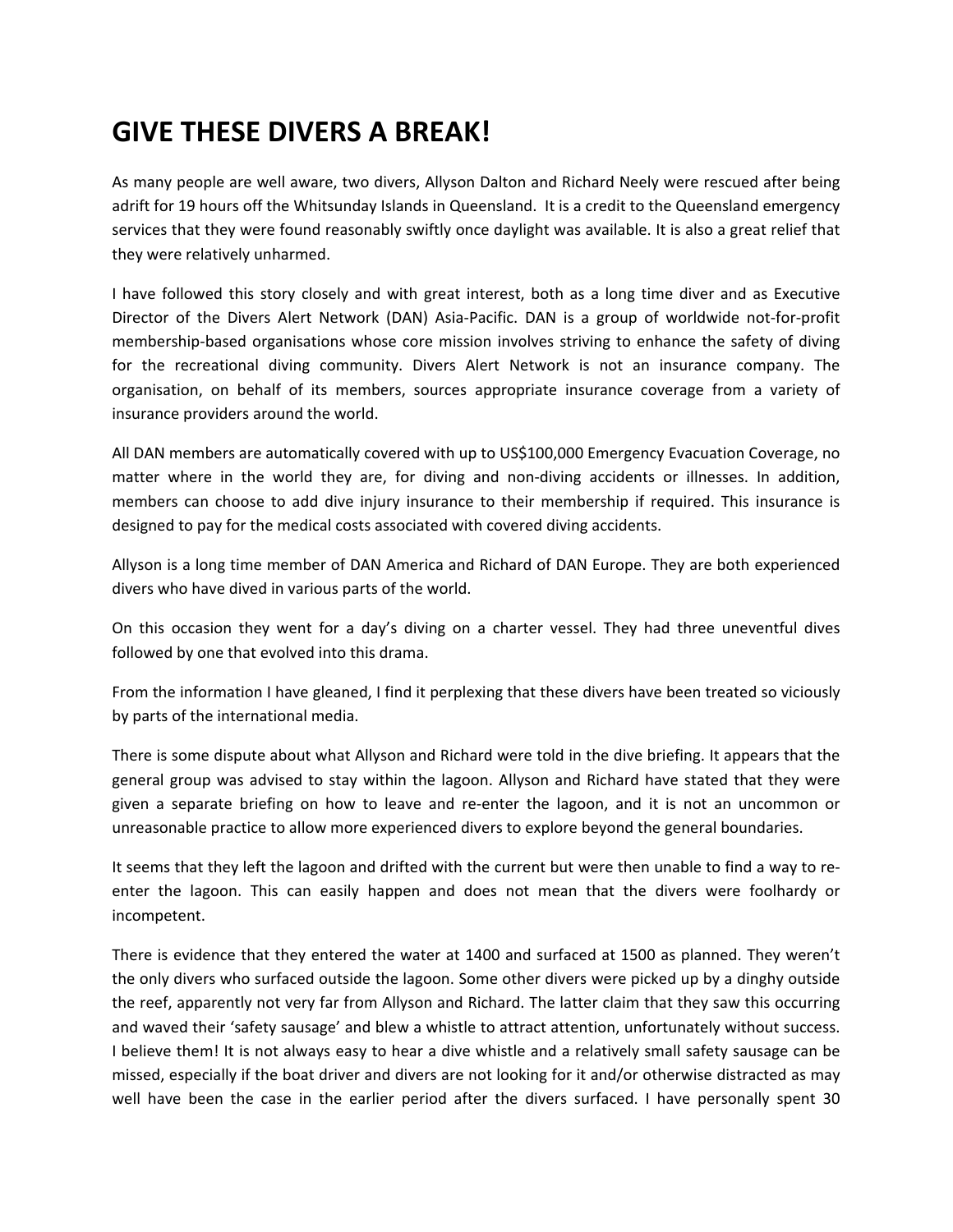# GIVE THESE DIVERS A BREAK!

As many people are well aware, two divers, Allyson Dalton and Richard Neely were rescued after being adrift for 19 hours off the Whitsunday Islands in Queensland. It is a credit to the Queensland emergency services that they were found reasonably swiftly once daylight was available. It is also a great relief that they were relatively unharmed.

I have followed this story closely and with great interest, both as a long time diver and as Executive Director of the Divers Alert Network (DAN) Asia-Pacific. DAN is a group of worldwide not-for-profit membership-based organisations whose core mission involves striving to enhance the safety of diving for the recreational diving community. Divers Alert Network is not an insurance company. The organisation, on behalf of its members, sources appropriate insurance coverage from a variety of insurance providers around the world.

All DAN members are automatically covered with up to US$100,000 Emergency Evacuation Coverage, no matter where in the world they are, for diving and non-diving accidents or illnesses. In addition, members can choose to add dive injury insurance to their membership if required. This insurance is designed to pay for the medical costs associated with covered diving accidents.

Allyson is a long time member of DAN America and Richard of DAN Europe. They are both experienced divers who have dived in various parts of the world.

On this occasion they went for a day's diving on a charter vessel. They had three uneventful dives followed by one that evolved into this drama.

From the information I have gleaned, I find it perplexing that these divers have been treated so viciously by parts of the international media.

There is some dispute about what Allyson and Richard were told in the dive briefing. It appears that the general group was advised to stay within the lagoon. Allyson and Richard have stated that they were given a separate briefing on how to leave and re-enter the lagoon, and it is not an uncommon or unreasonable practice to allow more experienced divers to explore beyond the general boundaries.

It seems that they left the lagoon and drifted with the current but were then unable to find a way to re-enter the lagoon. This can easily happen and does not mean that the divers were foolhardy or incompetent.

There is evidence that they entered the water at 1400 and surfaced at 1500 as planned. They weren't the only divers who surfaced outside the lagoon. Some other divers were picked up by a dinghy outside the reef, apparently not very far from Allyson and Richard. The latter claim that they saw this occurring and waved their 'safety sausage' and blew a whistle to attract attention, unfortunately without success. I believe them! It is not always easy to hear a dive whistle and a relatively small safety sausage can be missed, especially if the boat driver and divers are not looking for it and/or otherwise distracted as may well have been the case in the earlier period after the divers surfaced. I have personally spent 30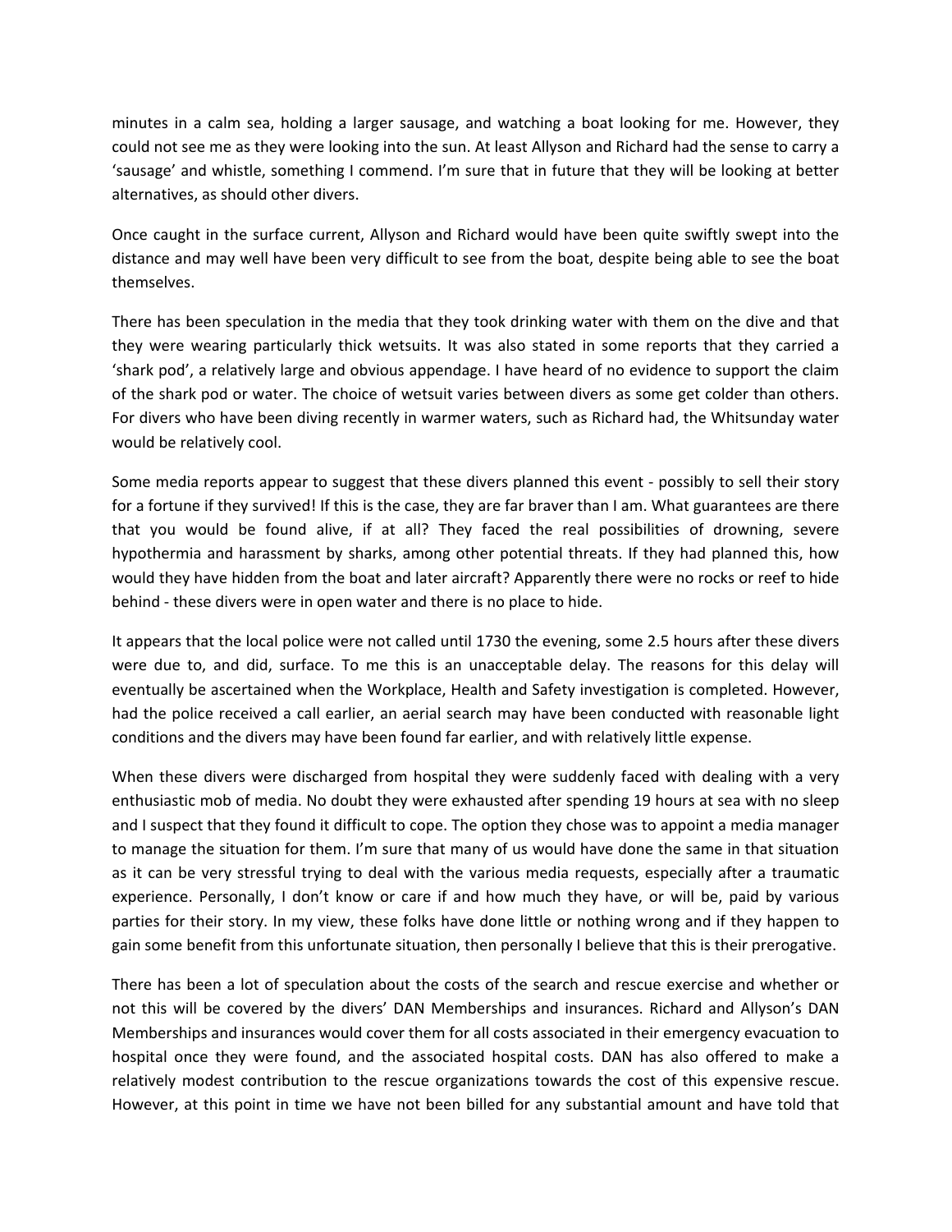minutes in a calm sea, holding a larger sausage, and watching a boat looking for me. However, they could not see me as they were looking into the sun. At least Allyson and Richard had the sense to carry a 'sausage' and whistle, something I commend. I'm sure that in future that they will be looking at better alternatives, as should other divers.

Once caught in the surface current, Allyson and Richard would have been quite swiftly swept into the distance and may well have been very difficult to see from the boat, despite being able to see the boat themselves.

There has been speculation in the media that they took drinking water with them on the dive and that they were wearing particularly thick wetsuits. It was also stated in some reports that they carried a 'shark pod', a relatively large and obvious appendage. I have heard of no evidence to support the claim of the shark pod or water. The choice of wetsuit varies between divers as some get colder than others. For divers who have been diving recently in warmer waters, such as Richard had, the Whitsunday water would be relatively cool.

Some media reports appear to suggest that these divers planned this event - possibly to sell their story for a fortune if they survived! If this is the case, they are far braver than I am. What guarantees are there that you would be found alive, if at all? They faced the real possibilities of drowning, severe hypothermia and harassment by sharks, among other potential threats. If they had planned this, how would they have hidden from the boat and later aircraft? Apparently there were no rocks or reef to hide behind - these divers were in open water and there is no place to hide.

It appears that the local police were not called until 1730 the evening, some 2.5 hours after these divers were due to, and did, surface. To me this is an unacceptable delay. The reasons for this delay will eventually be ascertained when the Workplace, Health and Safety investigation is completed. However, had the police received a call earlier, an aerial search may have been conducted with reasonable light conditions and the divers may have been found far earlier, and with relatively little expense.

When these divers were discharged from hospital they were suddenly faced with dealing with a very enthusiastic mob of media. No doubt they were exhausted after spending 19 hours at sea with no sleep and I suspect that they found it difficult to cope. The option they chose was to appoint a media manager to manage the situation for them. I'm sure that many of us would have done the same in that situation as it can be very stressful trying to deal with the various media requests, especially after a traumatic experience. Personally, I don't know or care if and how much they have, or will be, paid by various parties for their story. In my view, these folks have done little or nothing wrong and if they happen to gain some benefit from this unfortunate situation, then personally I believe that this is their prerogative.

There has been a lot of speculation about the costs of the search and rescue exercise and whether or not this will be covered by the divers' DAN Memberships and insurances. Richard and Allyson's DAN Memberships and insurances would cover them for all costs associated in their emergency evacuation to hospital once they were found, and the associated hospital costs. DAN has also offered to make a relatively modest contribution to the rescue organizations towards the cost of this expensive rescue. However, at this point in time we have not been billed for any substantial amount and have told that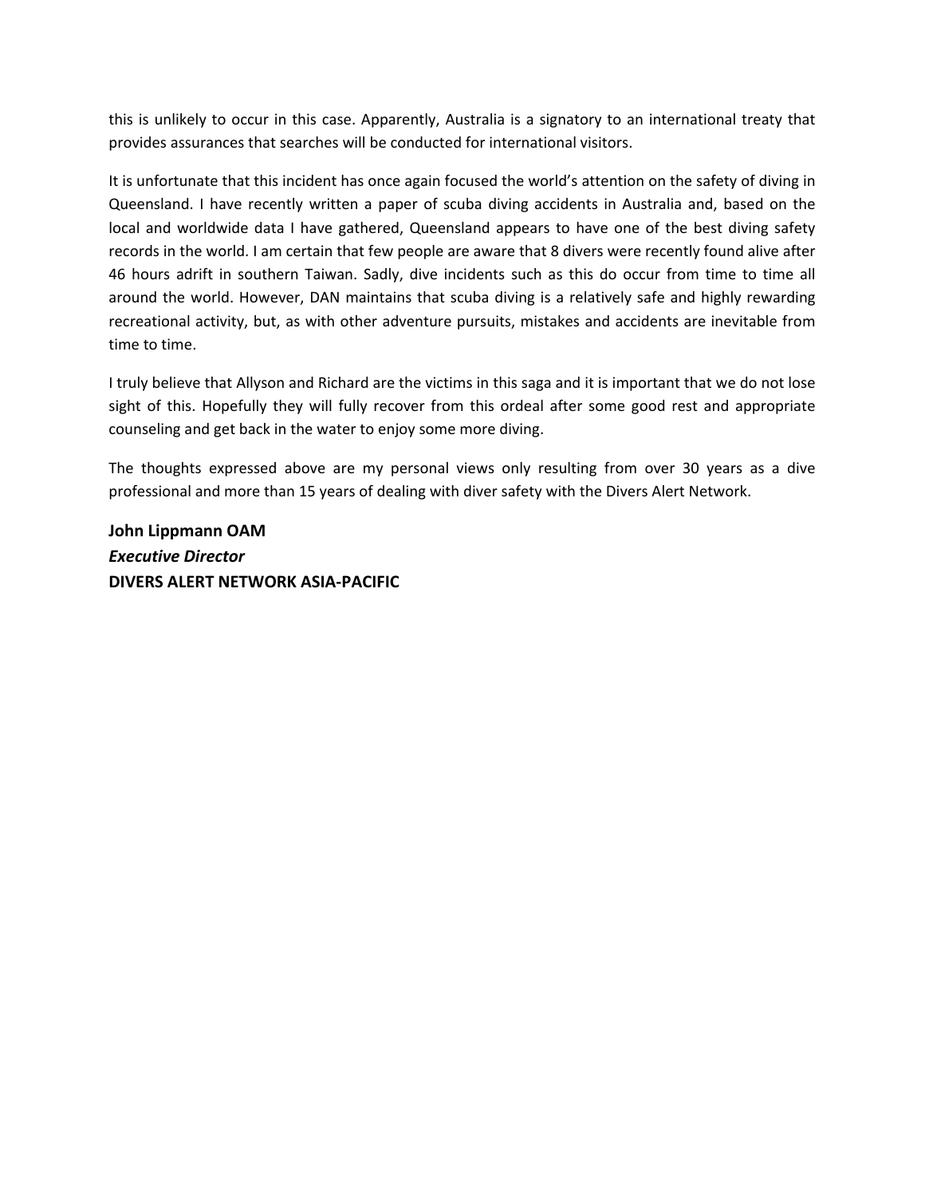this is unlikely to occur in this case. Apparently, Australia is a signatory to an international treaty that provides assurances that searches will be conducted for international visitors.

It is unfortunate that this incident has once again focused the world's attention on the safety of diving in Queensland. I have recently written a paper of scuba diving accidents in Australia and, based on the local and worldwide data I have gathered, Queensland appears to have one of the best diving safety records in the world. I am certain that few people are aware that 8 divers were recently found alive after 46 hours adrift in southern Taiwan. Sadly, dive incidents such as this do occur from time to time all around the world. However, DAN maintains that scuba diving is a relatively safe and highly rewarding recreational activity, but, as with other adventure pursuits, mistakes and accidents are inevitable from time to time.

I truly believe that Allyson and Richard are the victims in this saga and it is important that we do not lose sight of this. Hopefully they will fully recover from this ordeal after some good rest and appropriate counseling and get back in the water to enjoy some more diving.

The thoughts expressed above are my personal views only resulting from over 30 years as a dive professional and more than 15 years of dealing with diver safety with the Divers Alert Network.

**John Lippmann OAM**
***Executive Director***
**DIVERS ALERT NETWORK ASIA-PACIFIC**